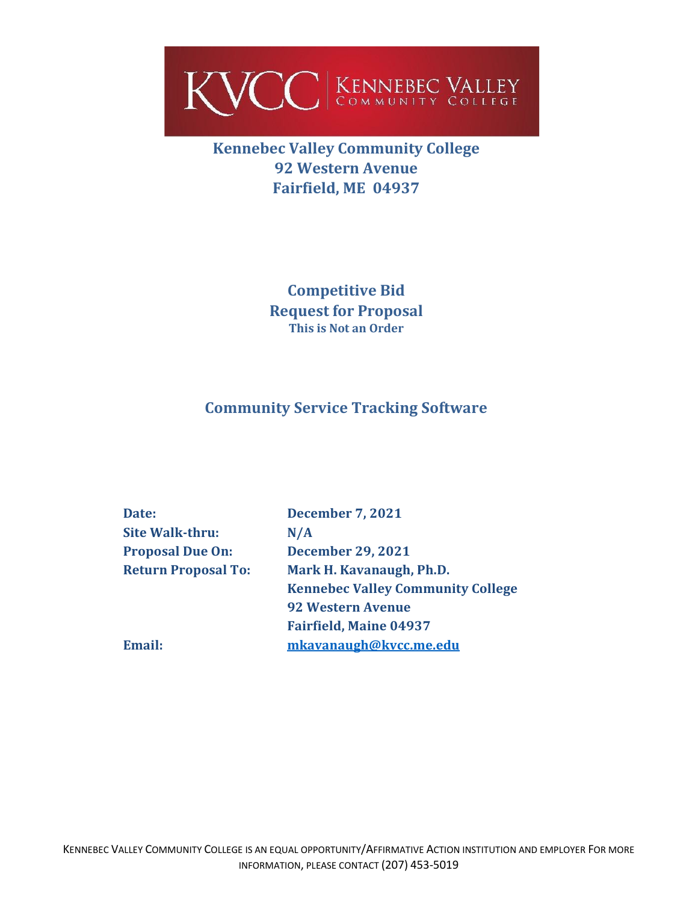KVCC | KENNEBEC VALLEY COMMUNITY COLLEGE

# Kennebec Valley Community College
**92 Western Avenue**
**Fairfield, ME 04937**

## Competitive Bid
## Request for Proposal
**This is Not an Order**

## Community Service Tracking Software

| | |
|---|---|
| **Date:** | **December 7, 2021** |
| **Site Walk-thru:** | **N/A** |
| **Proposal Due On:** | **December 29, 2021** |
| **Return Proposal To:** | **Mark H. Kavanaugh, Ph.D.**<br>**Kennebec Valley Community College**<br>**92 Western Avenue**<br>**Fairfield, Maine 04937** |
| **Email:** | **mkavanaugh@kvcc.me.edu** |

KENNEBEC VALLEY COMMUNITY COLLEGE IS AN EQUAL OPPORTUNITY/AFFIRMATIVE ACTION INSTITUTION AND EMPLOYER FOR MORE INFORMATION, PLEASE CONTACT (207) 453-5019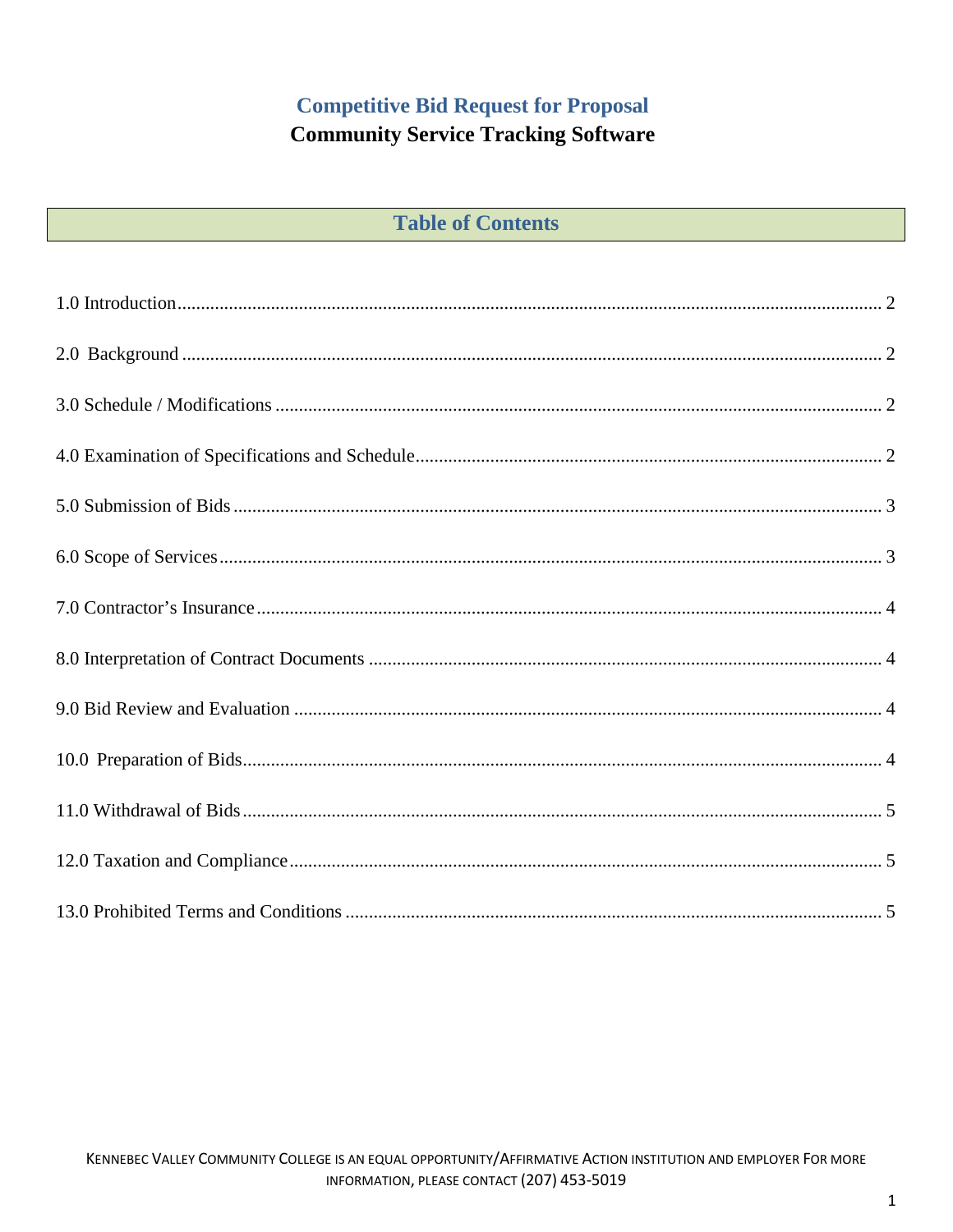# Competitive Bid Request for Proposal

## Community Service Tracking Software

## Table of Contents

1.0 Introduction .......... 2

2.0 Background .......... 2

3.0 Schedule / Modifications .......... 2

4.0 Examination of Specifications and Schedule .......... 2

5.0 Submission of Bids .......... 3

6.0 Scope of Services .......... 3

7.0 Contractor's Insurance .......... 4

8.0 Interpretation of Contract Documents .......... 4

9.0 Bid Review and Evaluation .......... 4

10.0 Preparation of Bids .......... 4

11.0 Withdrawal of Bids .......... 5

12.0 Taxation and Compliance .......... 5

13.0 Prohibited Terms and Conditions .......... 5

KENNEBEC VALLEY COMMUNITY COLLEGE IS AN EQUAL OPPORTUNITY/AFFIRMATIVE ACTION INSTITUTION AND EMPLOYER FOR MORE INFORMATION, PLEASE CONTACT (207) 453-5019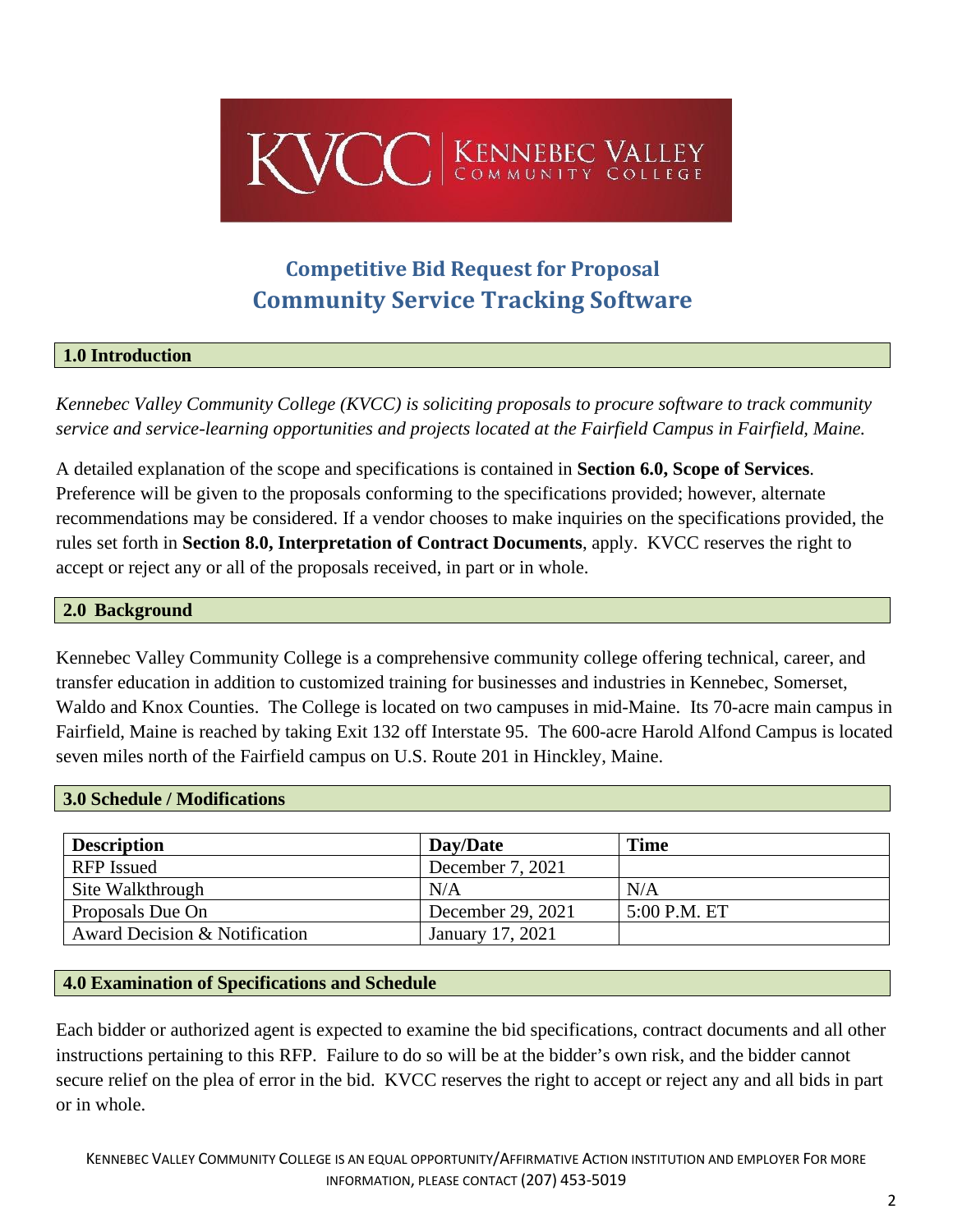KVCC | KENNEBEC VALLEY COMMUNITY COLLEGE

# Competitive Bid Request for Proposal
# Community Service Tracking Software

## 1.0 Introduction

*Kennebec Valley Community College (KVCC) is soliciting proposals to procure software to track community service and service-learning opportunities and projects located at the Fairfield Campus in Fairfield, Maine.*

A detailed explanation of the scope and specifications is contained in **Section 6.0, Scope of Services**. Preference will be given to the proposals conforming to the specifications provided; however, alternate recommendations may be considered. If a vendor chooses to make inquiries on the specifications provided, the rules set forth in **Section 8.0, Interpretation of Contract Documents**, apply. KVCC reserves the right to accept or reject any or all of the proposals received, in part or in whole.

## 2.0 Background

Kennebec Valley Community College is a comprehensive community college offering technical, career, and transfer education in addition to customized training for businesses and industries in Kennebec, Somerset, Waldo and Knox Counties. The College is located on two campuses in mid-Maine. Its 70-acre main campus in Fairfield, Maine is reached by taking Exit 132 off Interstate 95. The 600-acre Harold Alfond Campus is located seven miles north of the Fairfield campus on U.S. Route 201 in Hinckley, Maine.

## 3.0 Schedule / Modifications

| Description | Day/Date | Time |
|---|---|---|
| RFP Issued | December 7, 2021 | |
| Site Walkthrough | N/A | N/A |
| Proposals Due On | December 29, 2021 | 5:00 P.M. ET |
| Award Decision & Notification | January 17, 2021 | |

## 4.0 Examination of Specifications and Schedule

Each bidder or authorized agent is expected to examine the bid specifications, contract documents and all other instructions pertaining to this RFP. Failure to do so will be at the bidder's own risk, and the bidder cannot secure relief on the plea of error in the bid. KVCC reserves the right to accept or reject any and all bids in part or in whole.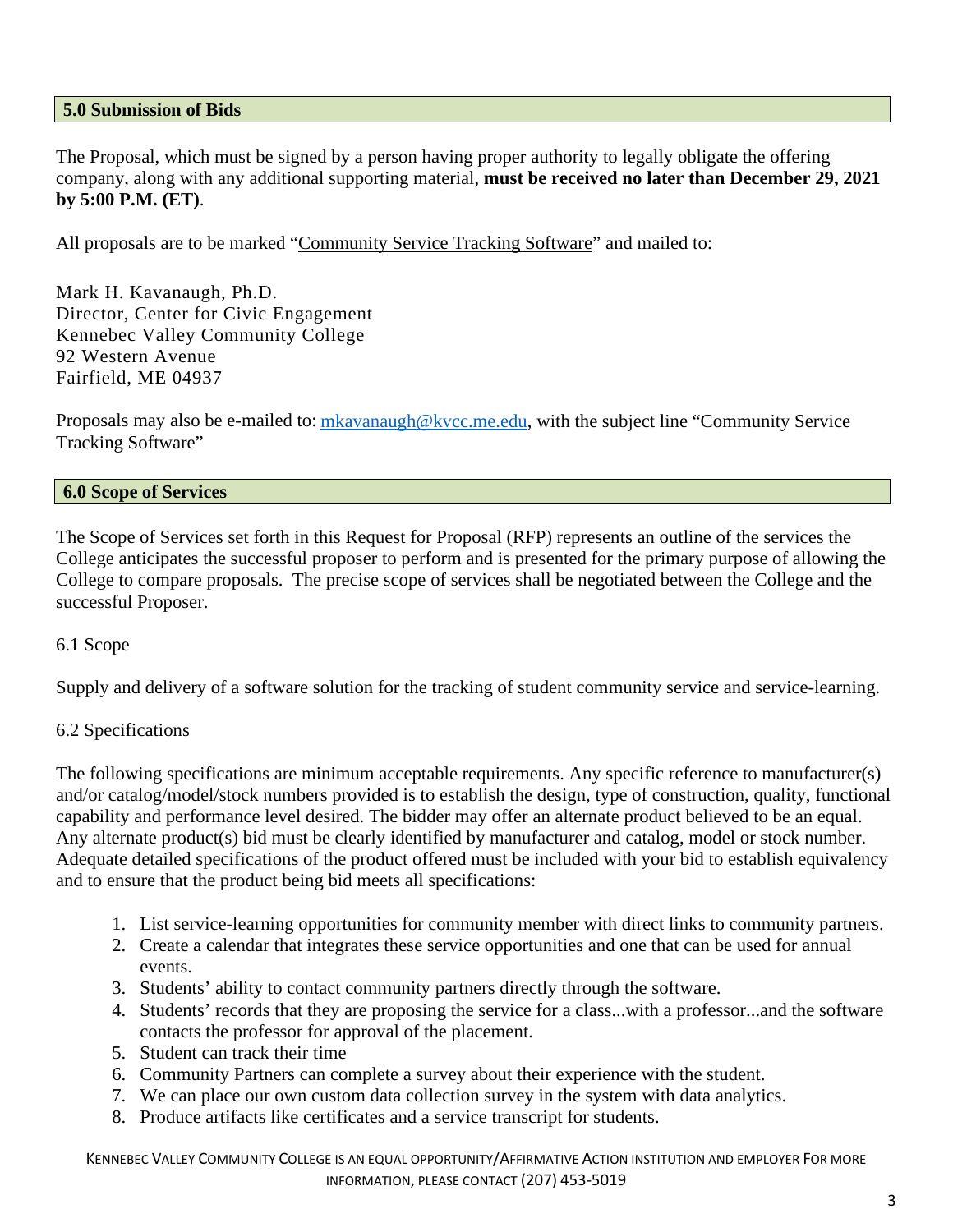## 5.0 Submission of Bids

The Proposal, which must be signed by a person having proper authority to legally obligate the offering company, along with any additional supporting material, **must be received no later than December 29, 2021 by 5:00 P.M. (ET)**.

All proposals are to be marked "Community Service Tracking Software" and mailed to:

Mark H. Kavanaugh, Ph.D.
Director, Center for Civic Engagement
Kennebec Valley Community College
92 Western Avenue
Fairfield, ME 04937

Proposals may also be e-mailed to: mkavanaugh@kvcc.me.edu, with the subject line "Community Service Tracking Software"

## 6.0 Scope of Services

The Scope of Services set forth in this Request for Proposal (RFP) represents an outline of the services the College anticipates the successful proposer to perform and is presented for the primary purpose of allowing the College to compare proposals. The precise scope of services shall be negotiated between the College and the successful Proposer.

6.1 Scope

Supply and delivery of a software solution for the tracking of student community service and service-learning.

6.2 Specifications

The following specifications are minimum acceptable requirements. Any specific reference to manufacturer(s) and/or catalog/model/stock numbers provided is to establish the design, type of construction, quality, functional capability and performance level desired. The bidder may offer an alternate product believed to be an equal. Any alternate product(s) bid must be clearly identified by manufacturer and catalog, model or stock number. Adequate detailed specifications of the product offered must be included with your bid to establish equivalency and to ensure that the product being bid meets all specifications:

1. List service-learning opportunities for community member with direct links to community partners.
2. Create a calendar that integrates these service opportunities and one that can be used for annual events.
3. Students' ability to contact community partners directly through the software.
4. Students' records that they are proposing the service for a class...with a professor...and the software contacts the professor for approval of the placement.
5. Student can track their time
6. Community Partners can complete a survey about their experience with the student.
7. We can place our own custom data collection survey in the system with data analytics.
8. Produce artifacts like certificates and a service transcript for students.

KENNEBEC VALLEY COMMUNITY COLLEGE IS AN EQUAL OPPORTUNITY/AFFIRMATIVE ACTION INSTITUTION AND EMPLOYER FOR MORE INFORMATION, PLEASE CONTACT (207) 453-5019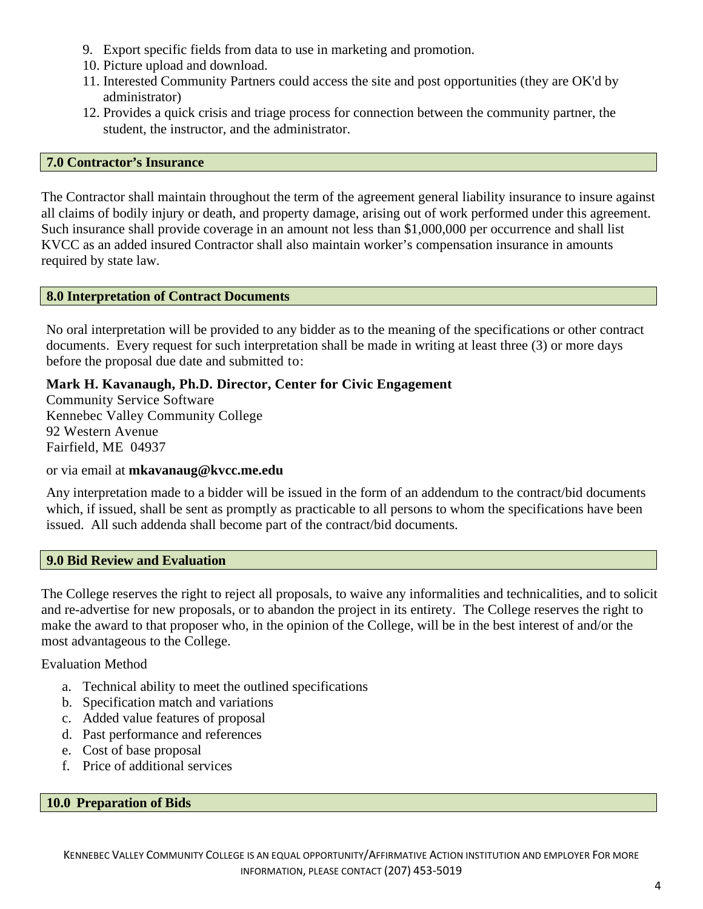9. Export specific fields from data to use in marketing and promotion.
10. Picture upload and download.
11. Interested Community Partners could access the site and post opportunities (they are OK'd by administrator)
12. Provides a quick crisis and triage process for connection between the community partner, the student, the instructor, and the administrator.

## 7.0 Contractor's Insurance

The Contractor shall maintain throughout the term of the agreement general liability insurance to insure against all claims of bodily injury or death, and property damage, arising out of work performed under this agreement. Such insurance shall provide coverage in an amount not less than $1,000,000 per occurrence and shall list KVCC as an added insured Contractor shall also maintain worker's compensation insurance in amounts required by state law.

## 8.0 Interpretation of Contract Documents

No oral interpretation will be provided to any bidder as to the meaning of the specifications or other contract documents. Every request for such interpretation shall be made in writing at least three (3) or more days before the proposal due date and submitted to:

**Mark H. Kavanaugh, Ph.D. Director, Center for Civic Engagement**
Community Service Software
Kennebec Valley Community College
92 Western Avenue
Fairfield, ME 04937

or via email at **mkavanaug@kvcc.me.edu**

Any interpretation made to a bidder will be issued in the form of an addendum to the contract/bid documents which, if issued, shall be sent as promptly as practicable to all persons to whom the specifications have been issued. All such addenda shall become part of the contract/bid documents.

## 9.0 Bid Review and Evaluation

The College reserves the right to reject all proposals, to waive any informalities and technicalities, and to solicit and re-advertise for new proposals, or to abandon the project in its entirety. The College reserves the right to make the award to that proposer who, in the opinion of the College, will be in the best interest of and/or the most advantageous to the College.

Evaluation Method

a. Technical ability to meet the outlined specifications
b. Specification match and variations
c. Added value features of proposal
d. Past performance and references
e. Cost of base proposal
f. Price of additional services

## 10.0 Preparation of Bids

KENNEBEC VALLEY COMMUNITY COLLEGE IS AN EQUAL OPPORTUNITY/AFFIRMATIVE ACTION INSTITUTION AND EMPLOYER FOR MORE INFORMATION, PLEASE CONTACT (207) 453-5019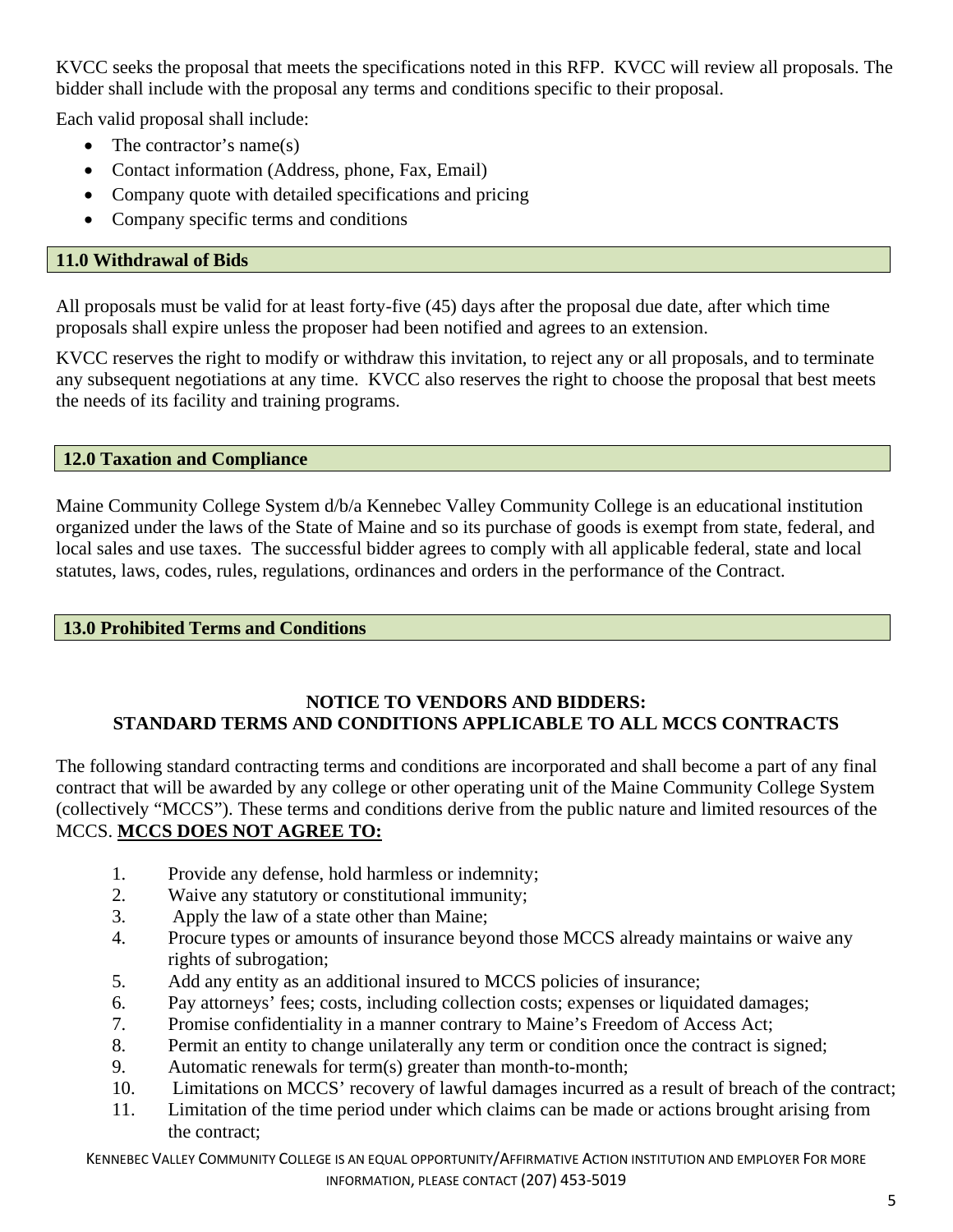KVCC seeks the proposal that meets the specifications noted in this RFP. KVCC will review all proposals. The bidder shall include with the proposal any terms and conditions specific to their proposal.

Each valid proposal shall include:

- The contractor's name(s)
- Contact information (Address, phone, Fax, Email)
- Company quote with detailed specifications and pricing
- Company specific terms and conditions

## 11.0 Withdrawal of Bids

All proposals must be valid for at least forty-five (45) days after the proposal due date, after which time proposals shall expire unless the proposer had been notified and agrees to an extension.

KVCC reserves the right to modify or withdraw this invitation, to reject any or all proposals, and to terminate any subsequent negotiations at any time. KVCC also reserves the right to choose the proposal that best meets the needs of its facility and training programs.

## 12.0 Taxation and Compliance

Maine Community College System d/b/a Kennebec Valley Community College is an educational institution organized under the laws of the State of Maine and so its purchase of goods is exempt from state, federal, and local sales and use taxes. The successful bidder agrees to comply with all applicable federal, state and local statutes, laws, codes, rules, regulations, ordinances and orders in the performance of the Contract.

## 13.0 Prohibited Terms and Conditions

**NOTICE TO VENDORS AND BIDDERS:**
**STANDARD TERMS AND CONDITIONS APPLICABLE TO ALL MCCS CONTRACTS**

The following standard contracting terms and conditions are incorporated and shall become a part of any final contract that will be awarded by any college or other operating unit of the Maine Community College System (collectively "MCCS"). These terms and conditions derive from the public nature and limited resources of the MCCS. **MCCS DOES NOT AGREE TO:**

1. Provide any defense, hold harmless or indemnity;
2. Waive any statutory or constitutional immunity;
3. Apply the law of a state other than Maine;
4. Procure types or amounts of insurance beyond those MCCS already maintains or waive any rights of subrogation;
5. Add any entity as an additional insured to MCCS policies of insurance;
6. Pay attorneys' fees; costs, including collection costs; expenses or liquidated damages;
7. Promise confidentiality in a manner contrary to Maine's Freedom of Access Act;
8. Permit an entity to change unilaterally any term or condition once the contract is signed;
9. Automatic renewals for term(s) greater than month-to-month;
10. Limitations on MCCS' recovery of lawful damages incurred as a result of breach of the contract;
11. Limitation of the time period under which claims can be made or actions brought arising from the contract;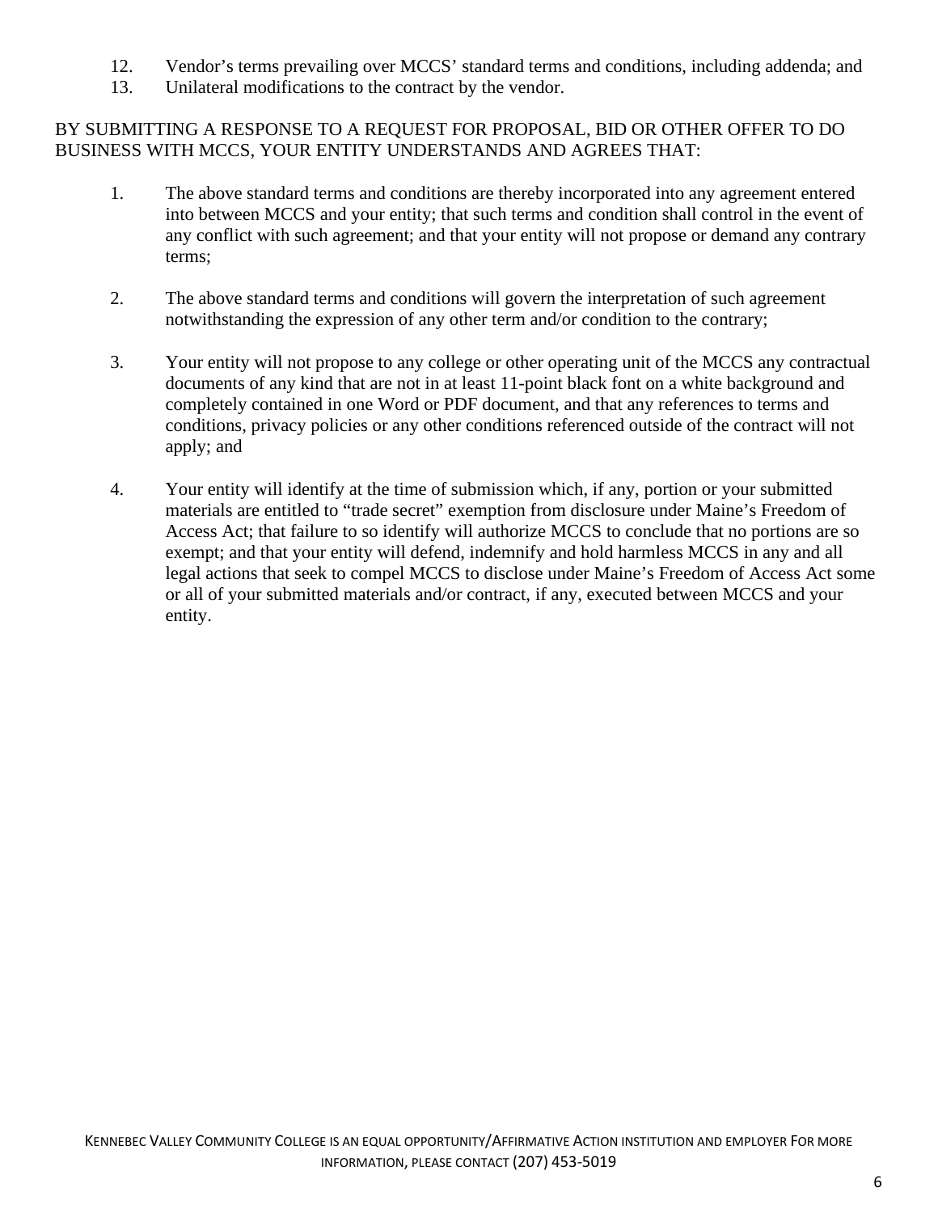12. Vendor's terms prevailing over MCCS' standard terms and conditions, including addenda; and
13. Unilateral modifications to the contract by the vendor.

BY SUBMITTING A RESPONSE TO A REQUEST FOR PROPOSAL, BID OR OTHER OFFER TO DO BUSINESS WITH MCCS, YOUR ENTITY UNDERSTANDS AND AGREES THAT:

1. The above standard terms and conditions are thereby incorporated into any agreement entered into between MCCS and your entity; that such terms and condition shall control in the event of any conflict with such agreement; and that your entity will not propose or demand any contrary terms;

2. The above standard terms and conditions will govern the interpretation of such agreement notwithstanding the expression of any other term and/or condition to the contrary;

3. Your entity will not propose to any college or other operating unit of the MCCS any contractual documents of any kind that are not in at least 11-point black font on a white background and completely contained in one Word or PDF document, and that any references to terms and conditions, privacy policies or any other conditions referenced outside of the contract will not apply; and

4. Your entity will identify at the time of submission which, if any, portion or your submitted materials are entitled to "trade secret" exemption from disclosure under Maine's Freedom of Access Act; that failure to so identify will authorize MCCS to conclude that no portions are so exempt; and that your entity will defend, indemnify and hold harmless MCCS in any and all legal actions that seek to compel MCCS to disclose under Maine's Freedom of Access Act some or all of your submitted materials and/or contract, if any, executed between MCCS and your entity.